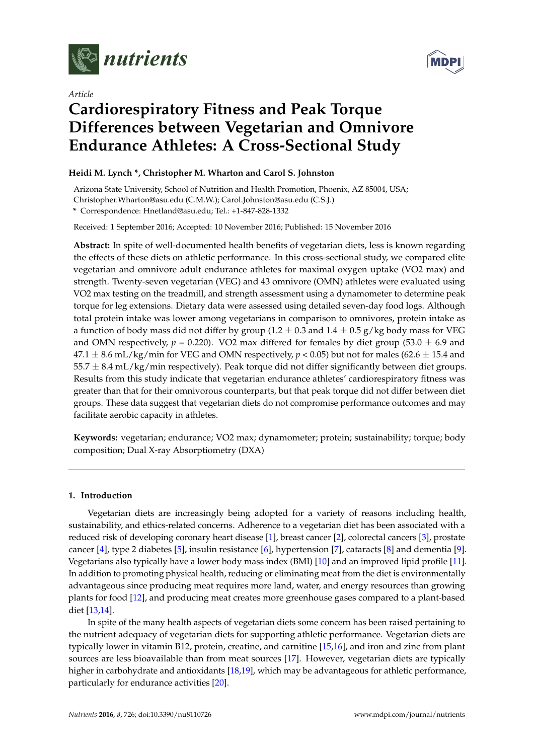*nutrients*

*Article*

# Cardiorespiratory Fitness and Peak Torque Differences between Vegetarian and Omnivore Endurance Athletes: A Cross-Sectional Study

**Heidi M. Lynch \*, Christopher M. Wharton and Carol S. Johnston**

Arizona State University, School of Nutrition and Health Promotion, Phoenix, AZ 85004, USA; Christopher.Wharton@asu.edu (C.M.W.); Carol.Johnston@asu.edu (C.S.J.)

\* Correspondence: Hnetland@asu.edu; Tel.: +1-847-828-1332

Received: 1 September 2016; Accepted: 10 November 2016; Published: 15 November 2016

**Abstract:** In spite of well-documented health benefits of vegetarian diets, less is known regarding the effects of these diets on athletic performance. In this cross-sectional study, we compared elite vegetarian and omnivore adult endurance athletes for maximal oxygen uptake (VO2 max) and strength. Twenty-seven vegetarian (VEG) and 43 omnivore (OMN) athletes were evaluated using VO2 max testing on the treadmill, and strength assessment using a dynamometer to determine peak torque for leg extensions. Dietary data were assessed using detailed seven-day food logs. Although total protein intake was lower among vegetarians in comparison to omnivores, protein intake as a function of body mass did not differ by group (1.2 ± 0.3 and 1.4 ± 0.5 g/kg body mass for VEG and OMN respectively, $p = 0.220$). VO2 max differed for females by diet group (53.0 ± 6.9 and 47.1 ± 8.6 mL/kg/min for VEG and OMN respectively, $p < 0.05$) but not for males (62.6 ± 15.4 and 55.7 ± 8.4 mL/kg/min respectively). Peak torque did not differ significantly between diet groups. Results from this study indicate that vegetarian endurance athletes' cardiorespiratory fitness was greater than that for their omnivorous counterparts, but that peak torque did not differ between diet groups. These data suggest that vegetarian diets do not compromise performance outcomes and may facilitate aerobic capacity in athletes.

**Keywords:** vegetarian; endurance; VO2 max; dynamometer; protein; sustainability; torque; body composition; Dual X-ray Absorptiometry (DXA)

## 1. Introduction

Vegetarian diets are increasingly being adopted for a variety of reasons including health, sustainability, and ethics-related concerns. Adherence to a vegetarian diet has been associated with a reduced risk of developing coronary heart disease [1], breast cancer [2], colorectal cancers [3], prostate cancer [4], type 2 diabetes [5], insulin resistance [6], hypertension [7], cataracts [8] and dementia [9]. Vegetarians also typically have a lower body mass index (BMI) [10] and an improved lipid profile [11]. In addition to promoting physical health, reducing or eliminating meat from the diet is environmentally advantageous since producing meat requires more land, water, and energy resources than growing plants for food [12], and producing meat creates more greenhouse gases compared to a plant-based diet [13,14].

In spite of the many health aspects of vegetarian diets some concern has been raised pertaining to the nutrient adequacy of vegetarian diets for supporting athletic performance. Vegetarian diets are typically lower in vitamin B12, protein, creatine, and carnitine [15,16], and iron and zinc from plant sources are less bioavailable than from meat sources [17]. However, vegetarian diets are typically higher in carbohydrate and antioxidants [18,19], which may be advantageous for athletic performance, particularly for endurance activities [20].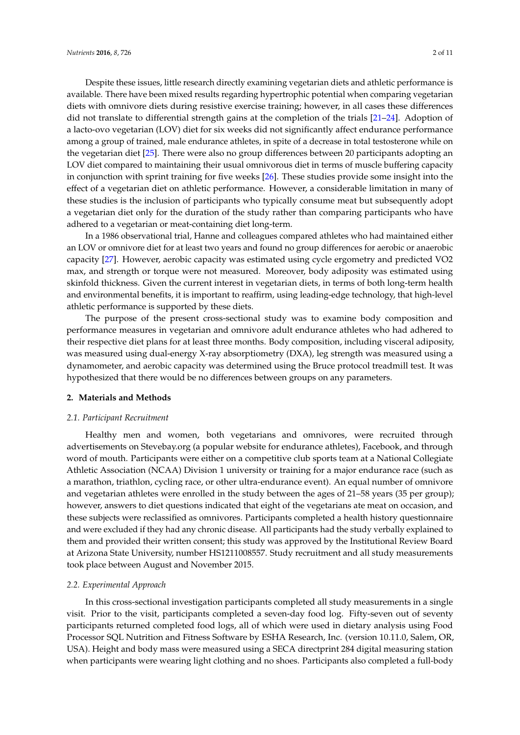Despite these issues, little research directly examining vegetarian diets and athletic performance is available. There have been mixed results regarding hypertrophic potential when comparing vegetarian diets with omnivore diets during resistive exercise training; however, in all cases these differences did not translate to differential strength gains at the completion of the trials [21–24]. Adoption of a lacto-ovo vegetarian (LOV) diet for six weeks did not significantly affect endurance performance among a group of trained, male endurance athletes, in spite of a decrease in total testosterone while on the vegetarian diet [25]. There were also no group differences between 20 participants adopting an LOV diet compared to maintaining their usual omnivorous diet in terms of muscle buffering capacity in conjunction with sprint training for five weeks [26]. These studies provide some insight into the effect of a vegetarian diet on athletic performance. However, a considerable limitation in many of these studies is the inclusion of participants who typically consume meat but subsequently adopt a vegetarian diet only for the duration of the study rather than comparing participants who have adhered to a vegetarian or meat-containing diet long-term.

In a 1986 observational trial, Hanne and colleagues compared athletes who had maintained either an LOV or omnivore diet for at least two years and found no group differences for aerobic or anaerobic capacity [27]. However, aerobic capacity was estimated using cycle ergometry and predicted VO2 max, and strength or torque were not measured. Moreover, body adiposity was estimated using skinfold thickness. Given the current interest in vegetarian diets, in terms of both long-term health and environmental benefits, it is important to reaffirm, using leading-edge technology, that high-level athletic performance is supported by these diets.

The purpose of the present cross-sectional study was to examine body composition and performance measures in vegetarian and omnivore adult endurance athletes who had adhered to their respective diet plans for at least three months. Body composition, including visceral adiposity, was measured using dual-energy X-ray absorptiometry (DXA), leg strength was measured using a dynamometer, and aerobic capacity was determined using the Bruce protocol treadmill test. It was hypothesized that there would be no differences between groups on any parameters.

## 2. Materials and Methods

### 2.1. Participant Recruitment

Healthy men and women, both vegetarians and omnivores, were recruited through advertisements on Stevebay.org (a popular website for endurance athletes), Facebook, and through word of mouth. Participants were either on a competitive club sports team at a National Collegiate Athletic Association (NCAA) Division 1 university or training for a major endurance race (such as a marathon, triathlon, cycling race, or other ultra-endurance event). An equal number of omnivore and vegetarian athletes were enrolled in the study between the ages of 21–58 years (35 per group); however, answers to diet questions indicated that eight of the vegetarians ate meat on occasion, and these subjects were reclassified as omnivores. Participants completed a health history questionnaire and were excluded if they had any chronic disease. All participants had the study verbally explained to them and provided their written consent; this study was approved by the Institutional Review Board at Arizona State University, number HS1211008557. Study recruitment and all study measurements took place between August and November 2015.

### 2.2. Experimental Approach

In this cross-sectional investigation participants completed all study measurements in a single visit. Prior to the visit, participants completed a seven-day food log. Fifty-seven out of seventy participants returned completed food logs, all of which were used in dietary analysis using Food Processor SQL Nutrition and Fitness Software by ESHA Research, Inc. (version 10.11.0, Salem, OR, USA). Height and body mass were measured using a SECA directprint 284 digital measuring station when participants were wearing light clothing and no shoes. Participants also completed a full-body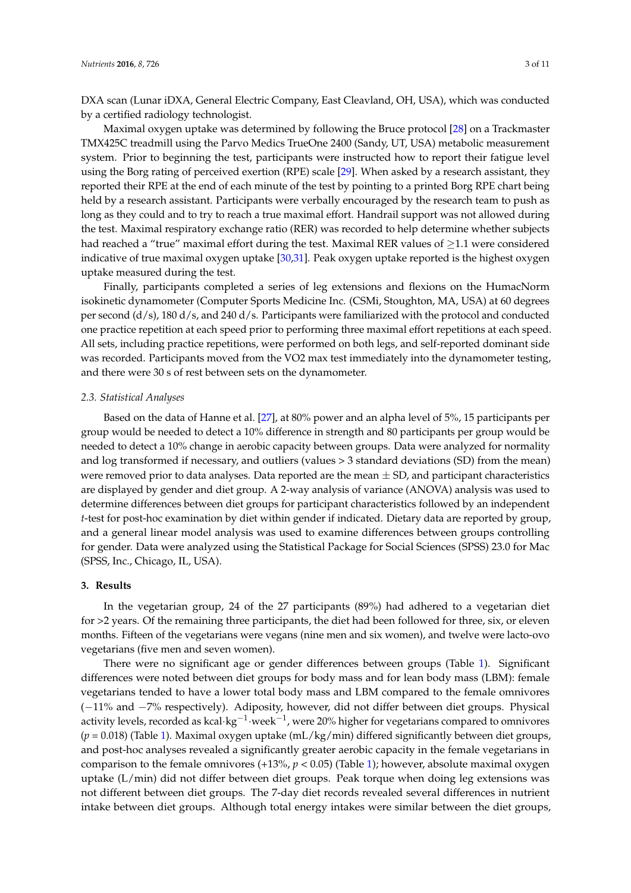DXA scan (Lunar iDXA, General Electric Company, East Cleavland, OH, USA), which was conducted by a certified radiology technologist.

Maximal oxygen uptake was determined by following the Bruce protocol [28] on a Trackmaster TMX425C treadmill using the Parvo Medics TrueOne 2400 (Sandy, UT, USA) metabolic measurement system. Prior to beginning the test, participants were instructed how to report their fatigue level using the Borg rating of perceived exertion (RPE) scale [29]. When asked by a research assistant, they reported their RPE at the end of each minute of the test by pointing to a printed Borg RPE chart being held by a research assistant. Participants were verbally encouraged by the research team to push as long as they could and to try to reach a true maximal effort. Handrail support was not allowed during the test. Maximal respiratory exchange ratio (RER) was recorded to help determine whether subjects had reached a "true" maximal effort during the test. Maximal RER values of ≥1.1 were considered indicative of true maximal oxygen uptake [30,31]. Peak oxygen uptake reported is the highest oxygen uptake measured during the test.

Finally, participants completed a series of leg extensions and flexions on the HumacNorm isokinetic dynamometer (Computer Sports Medicine Inc. (CSMi, Stoughton, MA, USA) at 60 degrees per second (d/s), 180 d/s, and 240 d/s. Participants were familiarized with the protocol and conducted one practice repetition at each speed prior to performing three maximal effort repetitions at each speed. All sets, including practice repetitions, were performed on both legs, and self-reported dominant side was recorded. Participants moved from the VO2 max test immediately into the dynamometer testing, and there were 30 s of rest between sets on the dynamometer.

### 2.3. Statistical Analyses

Based on the data of Hanne et al. [27], at 80% power and an alpha level of 5%, 15 participants per group would be needed to detect a 10% difference in strength and 80 participants per group would be needed to detect a 10% change in aerobic capacity between groups. Data were analyzed for normality and log transformed if necessary, and outliers (values > 3 standard deviations (SD) from the mean) were removed prior to data analyses. Data reported are the mean ± SD, and participant characteristics are displayed by gender and diet group. A 2-way analysis of variance (ANOVA) analysis was used to determine differences between diet groups for participant characteristics followed by an independent *t*-test for post-hoc examination by diet within gender if indicated. Dietary data are reported by group, and a general linear model analysis was used to examine differences between groups controlling for gender. Data were analyzed using the Statistical Package for Social Sciences (SPSS) 23.0 for Mac (SPSS, Inc., Chicago, IL, USA).

## 3. Results

In the vegetarian group, 24 of the 27 participants (89%) had adhered to a vegetarian diet for >2 years. Of the remaining three participants, the diet had been followed for three, six, or eleven months. Fifteen of the vegetarians were vegans (nine men and six women), and twelve were lacto-ovo vegetarians (five men and seven women).

There were no significant age or gender differences between groups (Table 1). Significant differences were noted between diet groups for body mass and for lean body mass (LBM): female vegetarians tended to have a lower total body mass and LBM compared to the female omnivores (−11% and −7% respectively). Adiposity, however, did not differ between diet groups. Physical activity levels, recorded as $kcal \cdot kg^{-1} \cdot week^{-1}$, were 20% higher for vegetarians compared to omnivores ($p = 0.018$) (Table 1). Maximal oxygen uptake (mL/kg/min) differed significantly between diet groups, and post-hoc analyses revealed a significantly greater aerobic capacity in the female vegetarians in comparison to the female omnivores (+13%, $p < 0.05$) (Table 1); however, absolute maximal oxygen uptake (L/min) did not differ between diet groups. Peak torque when doing leg extensions was not different between diet groups. The 7-day diet records revealed several differences in nutrient intake between diet groups. Although total energy intakes were similar between the diet groups,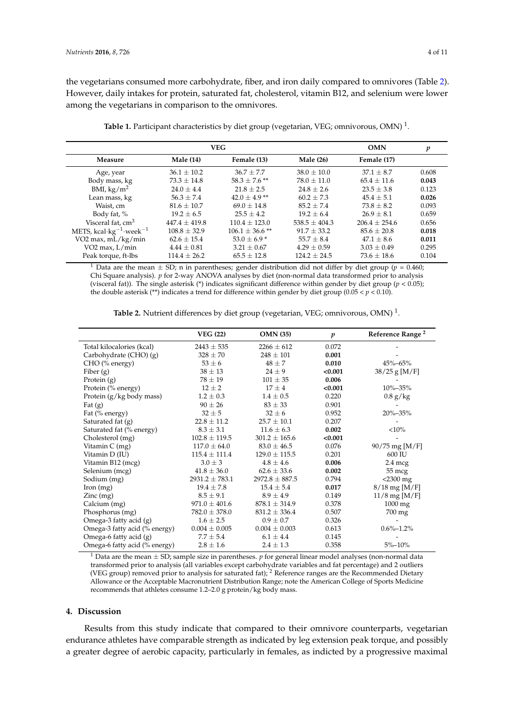the vegetarians consumed more carbohydrate, fiber, and iron daily compared to omnivores (Table 2). However, daily intakes for protein, saturated fat, cholesterol, vitamin B12, and selenium were lower among the vegetarians in comparison to the omnivores.

**Table 1.** Participant characteristics by diet group (vegetarian, VEG; omnivorous, OMN) [1].

| | VEG | | OMN | | $p$ |
|---|---|---|---|---|---|
| **Measure** | **Male (14)** | **Female (13)** | **Male (26)** | **Female (17)** | |
| Age, year | 36.1 ± 10.2 | 36.7 ± 7.7 | 38.0 ± 10.0 | 37.1 ± 8.7 | 0.608 |
| Body mass, kg | 73.3 ± 14.8 | 58.3 ± 7.6 ** | 78.0 ± 11.0 | 65.4 ± 11.6 | **0.043** |
| BMI, kg/m$^2$ | 24.0 ± 4.4 | 21.8 ± 2.5 | 24.8 ± 2.6 | 23.5 ± 3.8 | 0.123 |
| Lean mass, kg | 56.3 ± 7.4 | 42.0 ± 4.9 ** | 60.2 ± 7.3 | 45.4 ± 5.1 | **0.026** |
| Waist, cm | 81.6 ± 10.7 | 69.0 ± 14.8 | 85.2 ± 7.4 | 73.8 ± 8.2 | 0.093 |
| Body fat, % | 19.2 ± 6.5 | 25.5 ± 4.2 | 19.2 ± 6.4 | 26.9 ± 8.1 | 0.659 |
| Visceral fat, cm$^3$ | 447.4 ± 419.8 | 110.4 ± 123.0 | 538.5 ± 404.3 | 206.4 ± 254.6 | 0.656 |
| METS, kcal·kg$^{-1}$·week$^{-1}$ | 108.8 ± 32.9 | 106.1 ± 36.6 ** | 91.7 ± 33.2 | 85.6 ± 20.8 | **0.018** |
| VO2 max, mL/kg/min | 62.6 ± 15.4 | 53.0 ± 6.9 * | 55.7 ± 8.4 | 47.1 ± 8.6 | **0.011** |
| VO2 max, L/min | 4.44 ± 0.81 | 3.21 ± 0.67 | 4.29 ± 0.59 | 3.03 ± 0.49 | 0.295 |
| Peak torque, ft-lbs | 114.4 ± 26.2 | 65.5 ± 12.8 | 124.2 ± 24.5 | 73.6 ± 18.6 | 0.104 |

[1] Data are the mean ± SD; n in parentheses; gender distribution did not differ by diet group ($p$ = 0.460; Chi Square analysis). $p$ for 2-way ANOVA analyses by diet (non-normal data transformed prior to analysis (visceral fat)). The single asterisk (*) indicates significant difference within gender by diet group ($p < 0.05$); the double asterisk (**) indicates a trend for difference within gender by diet group ($0.05 < p < 0.10$).

**Table 2.** Nutrient differences by diet group (vegetarian, VEG; omnivorous, OMN) [1].

| | VEG (22) | OMN (35) | $p$ | Reference Range [2] |
|---|---|---|---|---|
| Total kilocalories (kcal) | 2443 ± 535 | 2266 ± 612 | 0.072 | - |
| Carbohydrate (CHO) (g) | 328 ± 70 | 248 ± 101 | **0.001** | - |
| CHO (% energy) | 53 ± 6 | 48 ± 7 | **0.010** | 45%–65% |
| Fiber (g) | 38 ± 13 | 24 ± 9 | **<0.001** | 38/25 g [M/F] |
| Protein (g) | 78 ± 19 | 101 ± 35 | **0.006** | - |
| Protein (% energy) | 12 ± 2 | 17 ± 4 | **<0.001** | 10%–35% |
| Protein (g/kg body mass) | 1.2 ± 0.3 | 1.4 ± 0.5 | 0.220 | 0.8 g/kg |
| Fat (g) | 90 ± 26 | 83 ± 33 | 0.901 | - |
| Fat (% energy) | 32 ± 5 | 32 ± 6 | 0.952 | 20%–35% |
| Saturated fat (g) | 22.8 ± 11.2 | 25.7 ± 10.1 | 0.207 | - |
| Saturated fat (% energy) | 8.3 ± 3.1 | 11.6 ± 6.3 | **0.002** | <10% |
| Cholesterol (mg) | 102.8 ± 119.5 | 301.2 ± 165.6 | **<0.001** | - |
| Vitamin C (mg) | 117.0 ± 64.0 | 83.0 ± 46.5 | 0.076 | 90/75 mg [M/F] |
| Vitamin D (IU) | 115.4 ± 111.4 | 129.0 ± 115.5 | 0.201 | 600 IU |
| Vitamin B12 (mcg) | 3.0 ± 3 | 4.8 ± 4.6 | **0.006** | 2.4 mcg |
| Selenium (mcg) | 41.8 ± 36.0 | 62.6 ± 33.6 | **0.002** | 55 mcg |
| Sodium (mg) | 2931.2 ± 783.1 | 2972.8 ± 887.5 | 0.794 | <2300 mg |
| Iron (mg) | 19.4 ± 7.8 | 15.4 ± 5.4 | **0.017** | 8/18 mg [M/F] |
| Zinc (mg) | 8.5 ± 9.1 | 8.9 ± 4.9 | 0.149 | 11/8 mg [M/F] |
| Calcium (mg) | 971.0 ± 401.6 | 878.1 ± 314.9 | 0.378 | 1000 mg |
| Phosphorus (mg) | 782.0 ± 378.0 | 831.2 ± 336.4 | 0.507 | 700 mg |
| Omega-3 fatty acid (g) | 1.6 ± 2.5 | 0.9 ± 0.7 | 0.326 | - |
| Omega-3 fatty acid (% energy) | 0.004 ± 0.005 | 0.004 ± 0.003 | 0.613 | 0.6%–1.2% |
| Omega-6 fatty acid (g) | 7.7 ± 5.4 | 6.1 ± 4.4 | 0.145 | - |
| Omega-6 fatty acid (% energy) | 2.8 ± 1.6 | 2.4 ± 1.3 | 0.358 | 5%–10% |

[1] Data are the mean ± SD; sample size in parentheses. $p$ for general linear model analyses (non-normal data transformed prior to analysis (all variables except carbohydrate variables and fat percentage) and 2 outliers (VEG group) removed prior to analysis for saturated fat); [2] Reference ranges are the Recommended Dietary Allowance or the Acceptable Macronutrient Distribution Range; note the American College of Sports Medicine recommends that athletes consume 1.2–2.0 g protein/kg body mass.

## 4. Discussion

Results from this study indicate that compared to their omnivore counterparts, vegetarian endurance athletes have comparable strength as indicated by leg extension peak torque, and possibly a greater degree of aerobic capacity, particularly in females, as indicted by a progressive maximal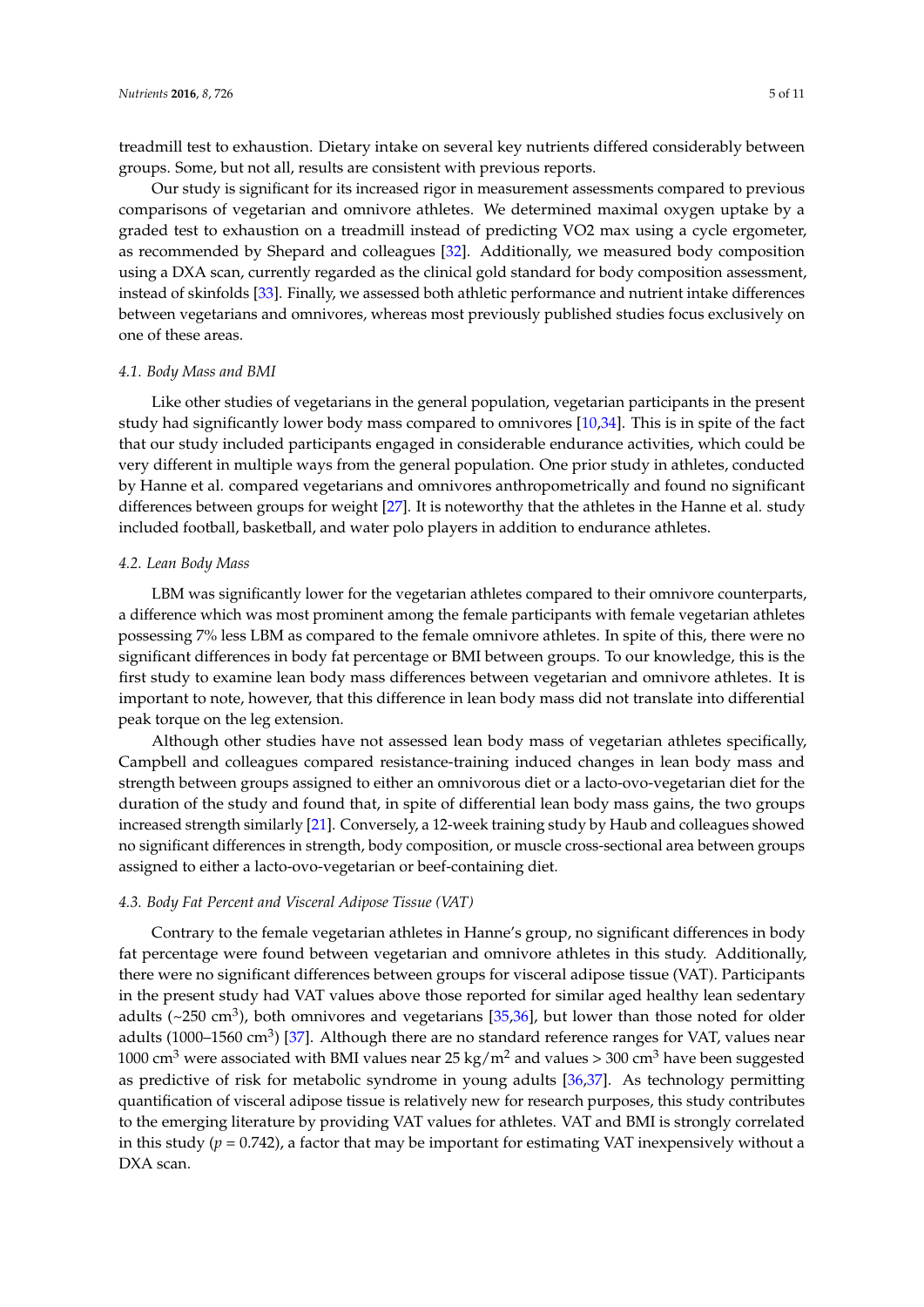treadmill test to exhaustion. Dietary intake on several key nutrients differed considerably between groups. Some, but not all, results are consistent with previous reports.

Our study is significant for its increased rigor in measurement assessments compared to previous comparisons of vegetarian and omnivore athletes. We determined maximal oxygen uptake by a graded test to exhaustion on a treadmill instead of predicting VO2 max using a cycle ergometer, as recommended by Shepard and colleagues [32]. Additionally, we measured body composition using a DXA scan, currently regarded as the clinical gold standard for body composition assessment, instead of skinfolds [33]. Finally, we assessed both athletic performance and nutrient intake differences between vegetarians and omnivores, whereas most previously published studies focus exclusively on one of these areas.

### *4.1. Body Mass and BMI*

Like other studies of vegetarians in the general population, vegetarian participants in the present study had significantly lower body mass compared to omnivores [10,34]. This is in spite of the fact that our study included participants engaged in considerable endurance activities, which could be very different in multiple ways from the general population. One prior study in athletes, conducted by Hanne et al. compared vegetarians and omnivores anthropometrically and found no significant differences between groups for weight [27]. It is noteworthy that the athletes in the Hanne et al. study included football, basketball, and water polo players in addition to endurance athletes.

### *4.2. Lean Body Mass*

LBM was significantly lower for the vegetarian athletes compared to their omnivore counterparts, a difference which was most prominent among the female participants with female vegetarian athletes possessing 7% less LBM as compared to the female omnivore athletes. In spite of this, there were no significant differences in body fat percentage or BMI between groups. To our knowledge, this is the first study to examine lean body mass differences between vegetarian and omnivore athletes. It is important to note, however, that this difference in lean body mass did not translate into differential peak torque on the leg extension.

Although other studies have not assessed lean body mass of vegetarian athletes specifically, Campbell and colleagues compared resistance-training induced changes in lean body mass and strength between groups assigned to either an omnivorous diet or a lacto-ovo-vegetarian diet for the duration of the study and found that, in spite of differential lean body mass gains, the two groups increased strength similarly [21]. Conversely, a 12-week training study by Haub and colleagues showed no significant differences in strength, body composition, or muscle cross-sectional area between groups assigned to either a lacto-ovo-vegetarian or beef-containing diet.

### *4.3. Body Fat Percent and Visceral Adipose Tissue (VAT)*

Contrary to the female vegetarian athletes in Hanne's group, no significant differences in body fat percentage were found between vegetarian and omnivore athletes in this study. Additionally, there were no significant differences between groups for visceral adipose tissue (VAT). Participants in the present study had VAT values above those reported for similar aged healthy lean sedentary adults (~250 $cm^3$), both omnivores and vegetarians [35,36], but lower than those noted for older adults (1000–1560 $cm^3$) [37]. Although there are no standard reference ranges for VAT, values near 1000 $cm^3$ were associated with BMI values near 25 $kg/m^2$ and values > 300 $cm^3$ have been suggested as predictive of risk for metabolic syndrome in young adults [36,37]. As technology permitting quantification of visceral adipose tissue is relatively new for research purposes, this study contributes to the emerging literature by providing VAT values for athletes. VAT and BMI is strongly correlated in this study ($p = 0.742$), a factor that may be important for estimating VAT inexpensively without a DXA scan.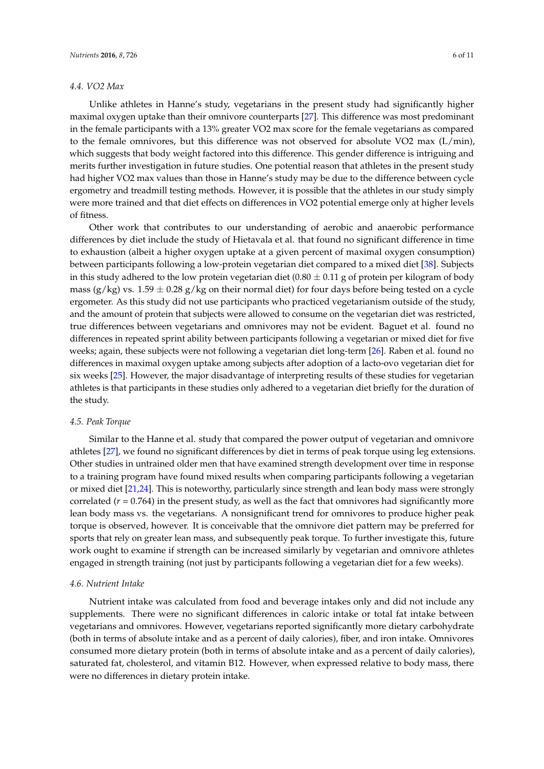### 4.4. VO2 Max

Unlike athletes in Hanne's study, vegetarians in the present study had significantly higher maximal oxygen uptake than their omnivore counterparts [27]. This difference was most predominant in the female participants with a 13% greater VO2 max score for the female vegetarians as compared to the female omnivores, but this difference was not observed for absolute VO2 max (L/min), which suggests that body weight factored into this difference. This gender difference is intriguing and merits further investigation in future studies. One potential reason that athletes in the present study had higher VO2 max values than those in Hanne's study may be due to the difference between cycle ergometry and treadmill testing methods. However, it is possible that the athletes in our study simply were more trained and that diet effects on differences in VO2 potential emerge only at higher levels of fitness.

Other work that contributes to our understanding of aerobic and anaerobic performance differences by diet include the study of Hietavala et al. that found no significant difference in time to exhaustion (albeit a higher oxygen uptake at a given percent of maximal oxygen consumption) between participants following a low-protein vegetarian diet compared to a mixed diet [38]. Subjects in this study adhered to the low protein vegetarian diet ($0.80 \pm 0.11$ g of protein per kilogram of body mass (g/kg) vs. $1.59 \pm 0.28$ g/kg on their normal diet) for four days before being tested on a cycle ergometer. As this study did not use participants who practiced vegetarianism outside of the study, and the amount of protein that subjects were allowed to consume on the vegetarian diet was restricted, true differences between vegetarians and omnivores may not be evident. Baguet et al. found no differences in repeated sprint ability between participants following a vegetarian or mixed diet for five weeks; again, these subjects were not following a vegetarian diet long-term [26]. Raben et al. found no differences in maximal oxygen uptake among subjects after adoption of a lacto-ovo vegetarian diet for six weeks [25]. However, the major disadvantage of interpreting results of these studies for vegetarian athletes is that participants in these studies only adhered to a vegetarian diet briefly for the duration of the study.

### 4.5. Peak Torque

Similar to the Hanne et al. study that compared the power output of vegetarian and omnivore athletes [27], we found no significant differences by diet in terms of peak torque using leg extensions. Other studies in untrained older men that have examined strength development over time in response to a training program have found mixed results when comparing participants following a vegetarian or mixed diet [21,24]. This is noteworthy, particularly since strength and lean body mass were strongly correlated ($r = 0.764$) in the present study, as well as the fact that omnivores had significantly more lean body mass vs. the vegetarians. A nonsignificant trend for omnivores to produce higher peak torque is observed, however. It is conceivable that the omnivore diet pattern may be preferred for sports that rely on greater lean mass, and subsequently peak torque. To further investigate this, future work ought to examine if strength can be increased similarly by vegetarian and omnivore athletes engaged in strength training (not just by participants following a vegetarian diet for a few weeks).

### 4.6. Nutrient Intake

Nutrient intake was calculated from food and beverage intakes only and did not include any supplements. There were no significant differences in caloric intake or total fat intake between vegetarians and omnivores. However, vegetarians reported significantly more dietary carbohydrate (both in terms of absolute intake and as a percent of daily calories), fiber, and iron intake. Omnivores consumed more dietary protein (both in terms of absolute intake and as a percent of daily calories), saturated fat, cholesterol, and vitamin B12. However, when expressed relative to body mass, there were no differences in dietary protein intake.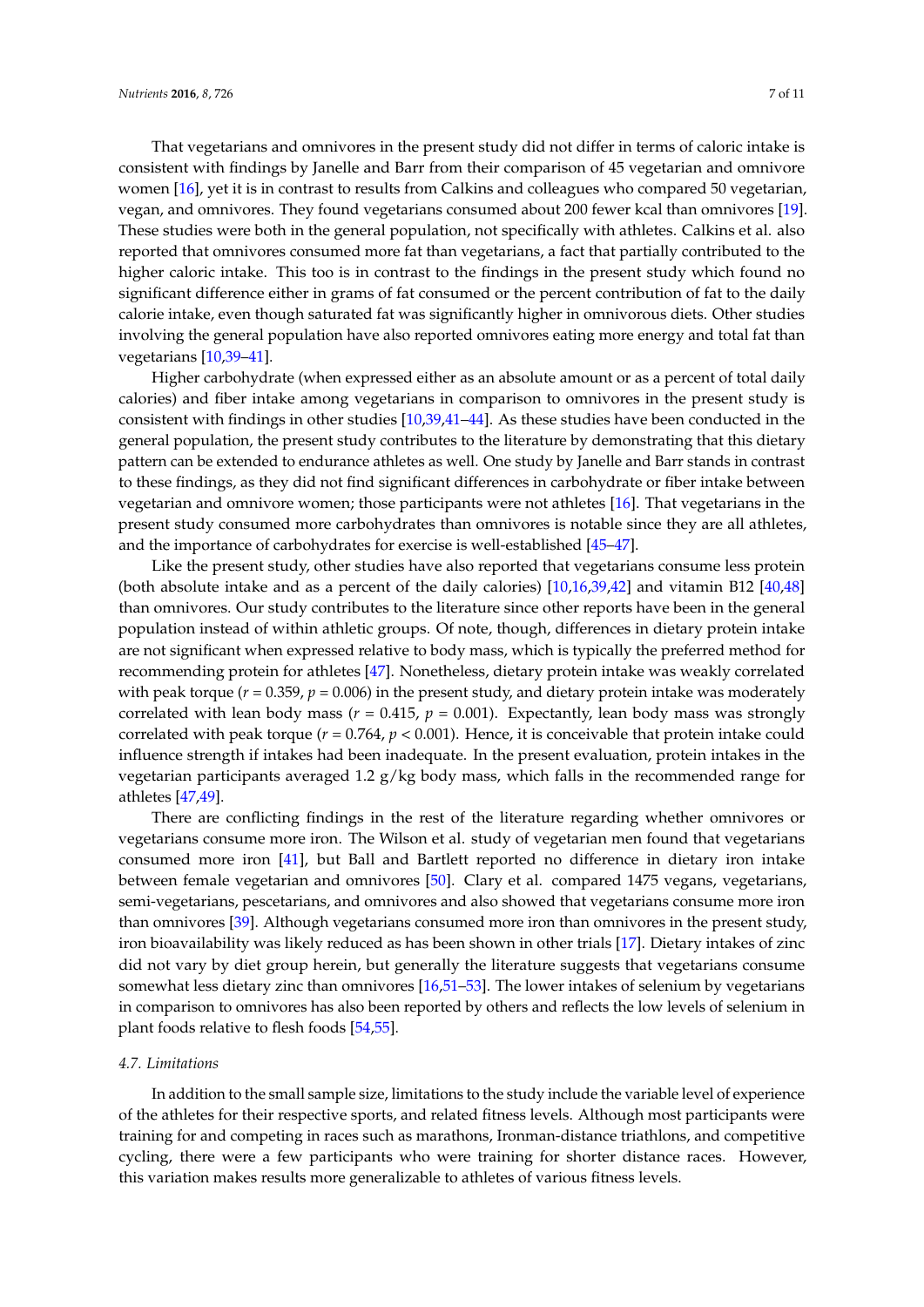That vegetarians and omnivores in the present study did not differ in terms of caloric intake is consistent with findings by Janelle and Barr from their comparison of 45 vegetarian and omnivore women [16], yet it is in contrast to results from Calkins and colleagues who compared 50 vegetarian, vegan, and omnivores. They found vegetarians consumed about 200 fewer kcal than omnivores [19]. These studies were both in the general population, not specifically with athletes. Calkins et al. also reported that omnivores consumed more fat than vegetarians, a fact that partially contributed to the higher caloric intake. This too is in contrast to the findings in the present study which found no significant difference either in grams of fat consumed or the percent contribution of fat to the daily calorie intake, even though saturated fat was significantly higher in omnivorous diets. Other studies involving the general population have also reported omnivores eating more energy and total fat than vegetarians [10,39–41].

Higher carbohydrate (when expressed either as an absolute amount or as a percent of total daily calories) and fiber intake among vegetarians in comparison to omnivores in the present study is consistent with findings in other studies [10,39,41–44]. As these studies have been conducted in the general population, the present study contributes to the literature by demonstrating that this dietary pattern can be extended to endurance athletes as well. One study by Janelle and Barr stands in contrast to these findings, as they did not find significant differences in carbohydrate or fiber intake between vegetarian and omnivore women; those participants were not athletes [16]. That vegetarians in the present study consumed more carbohydrates than omnivores is notable since they are all athletes, and the importance of carbohydrates for exercise is well-established [45–47].

Like the present study, other studies have also reported that vegetarians consume less protein (both absolute intake and as a percent of the daily calories) [10,16,39,42] and vitamin B12 [40,48] than omnivores. Our study contributes to the literature since other reports have been in the general population instead of within athletic groups. Of note, though, differences in dietary protein intake are not significant when expressed relative to body mass, which is typically the preferred method for recommending protein for athletes [47]. Nonetheless, dietary protein intake was weakly correlated with peak torque ($r = 0.359$, $p = 0.006$) in the present study, and dietary protein intake was moderately correlated with lean body mass ($r = 0.415$, $p = 0.001$). Expectantly, lean body mass was strongly correlated with peak torque ($r = 0.764$, $p < 0.001$). Hence, it is conceivable that protein intake could influence strength if intakes had been inadequate. In the present evaluation, protein intakes in the vegetarian participants averaged 1.2 g/kg body mass, which falls in the recommended range for athletes [47,49].

There are conflicting findings in the rest of the literature regarding whether omnivores or vegetarians consume more iron. The Wilson et al. study of vegetarian men found that vegetarians consumed more iron [41], but Ball and Bartlett reported no difference in dietary iron intake between female vegetarian and omnivores [50]. Clary et al. compared 1475 vegans, vegetarians, semi-vegetarians, pescetarians, and omnivores and also showed that vegetarians consume more iron than omnivores [39]. Although vegetarians consumed more iron than omnivores in the present study, iron bioavailability was likely reduced as has been shown in other trials [17]. Dietary intakes of zinc did not vary by diet group herein, but generally the literature suggests that vegetarians consume somewhat less dietary zinc than omnivores [16,51–53]. The lower intakes of selenium by vegetarians in comparison to omnivores has also been reported by others and reflects the low levels of selenium in plant foods relative to flesh foods [54,55].

### 4.7. Limitations

In addition to the small sample size, limitations to the study include the variable level of experience of the athletes for their respective sports, and related fitness levels. Although most participants were training for and competing in races such as marathons, Ironman-distance triathlons, and competitive cycling, there were a few participants who were training for shorter distance races. However, this variation makes results more generalizable to athletes of various fitness levels.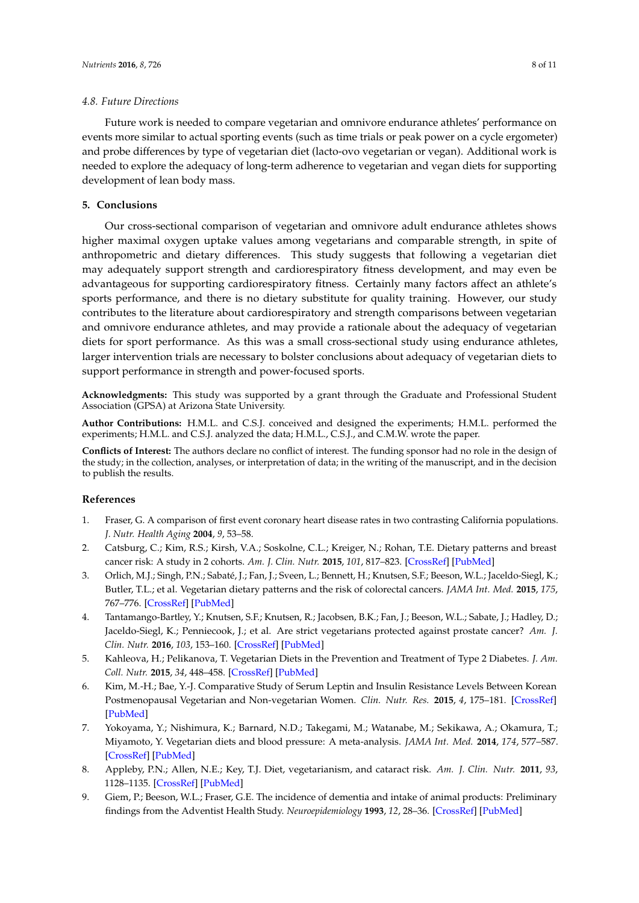### 4.8. Future Directions

Future work is needed to compare vegetarian and omnivore endurance athletes' performance on events more similar to actual sporting events (such as time trials or peak power on a cycle ergometer) and probe differences by type of vegetarian diet (lacto-ovo vegetarian or vegan). Additional work is needed to explore the adequacy of long-term adherence to vegetarian and vegan diets for supporting development of lean body mass.

## 5. Conclusions

Our cross-sectional comparison of vegetarian and omnivore adult endurance athletes shows higher maximal oxygen uptake values among vegetarians and comparable strength, in spite of anthropometric and dietary differences. This study suggests that following a vegetarian diet may adequately support strength and cardiorespiratory fitness development, and may even be advantageous for supporting cardiorespiratory fitness. Certainly many factors affect an athlete's sports performance, and there is no dietary substitute for quality training. However, our study contributes to the literature about cardiorespiratory and strength comparisons between vegetarian and omnivore endurance athletes, and may provide a rationale about the adequacy of vegetarian diets for sport performance. As this was a small cross-sectional study using endurance athletes, larger intervention trials are necessary to bolster conclusions about adequacy of vegetarian diets to support performance in strength and power-focused sports.

**Acknowledgments:** This study was supported by a grant through the Graduate and Professional Student Association (GPSA) at Arizona State University.

**Author Contributions:** H.M.L. and C.S.J. conceived and designed the experiments; H.M.L. performed the experiments; H.M.L. and C.S.J. analyzed the data; H.M.L., C.S.J., and C.M.W. wrote the paper.

**Conflicts of Interest:** The authors declare no conflict of interest. The funding sponsor had no role in the design of the study; in the collection, analyses, or interpretation of data; in the writing of the manuscript, and in the decision to publish the results.

## References

1. Fraser, G. A comparison of first event coronary heart disease rates in two contrasting California populations. *J. Nutr. Health Aging* **2004**, *9*, 53–58.
2. Catsburg, C.; Kim, R.S.; Kirsh, V.A.; Soskolne, C.L.; Kreiger, N.; Rohan, T.E. Dietary patterns and breast cancer risk: A study in 2 cohorts. *Am. J. Clin. Nutr.* **2015**, *101*, 817–823. [CrossRef] [PubMed]
3. Orlich, M.J.; Singh, P.N.; Sabaté, J.; Fan, J.; Sveen, L.; Bennett, H.; Knutsen, S.F.; Beeson, W.L.; Jaceldo-Siegl, K.; Butler, T.L.; et al. Vegetarian dietary patterns and the risk of colorectal cancers. *JAMA Int. Med.* **2015**, *175*, 767–776. [CrossRef] [PubMed]
4. Tantamango-Bartley, Y.; Knutsen, S.F.; Knutsen, R.; Jacobsen, B.K.; Fan, J.; Beeson, W.L.; Sabate, J.; Hadley, D.; Jaceldo-Siegl, K.; Penniecook, J.; et al. Are strict vegetarians protected against prostate cancer? *Am. J. Clin. Nutr.* **2016**, *103*, 153–160. [CrossRef] [PubMed]
5. Kahleova, H.; Pelikanova, T. Vegetarian Diets in the Prevention and Treatment of Type 2 Diabetes. *J. Am. Coll. Nutr.* **2015**, *34*, 448–458. [CrossRef] [PubMed]
6. Kim, M.-H.; Bae, Y.-J. Comparative Study of Serum Leptin and Insulin Resistance Levels Between Korean Postmenopausal Vegetarian and Non-vegetarian Women. *Clin. Nutr. Res.* **2015**, *4*, 175–181. [CrossRef] [PubMed]
7. Yokoyama, Y.; Nishimura, K.; Barnard, N.D.; Takegami, M.; Watanabe, M.; Sekikawa, A.; Okamura, T.; Miyamoto, Y. Vegetarian diets and blood pressure: A meta-analysis. *JAMA Int. Med.* **2014**, *174*, 577–587. [CrossRef] [PubMed]
8. Appleby, P.N.; Allen, N.E.; Key, T.J. Diet, vegetarianism, and cataract risk. *Am. J. Clin. Nutr.* **2011**, *93*, 1128–1135. [CrossRef] [PubMed]
9. Giem, P.; Beeson, W.L.; Fraser, G.E. The incidence of dementia and intake of animal products: Preliminary findings from the Adventist Health Study. *Neuroepidemiology* **1993**, *12*, 28–36. [CrossRef] [PubMed]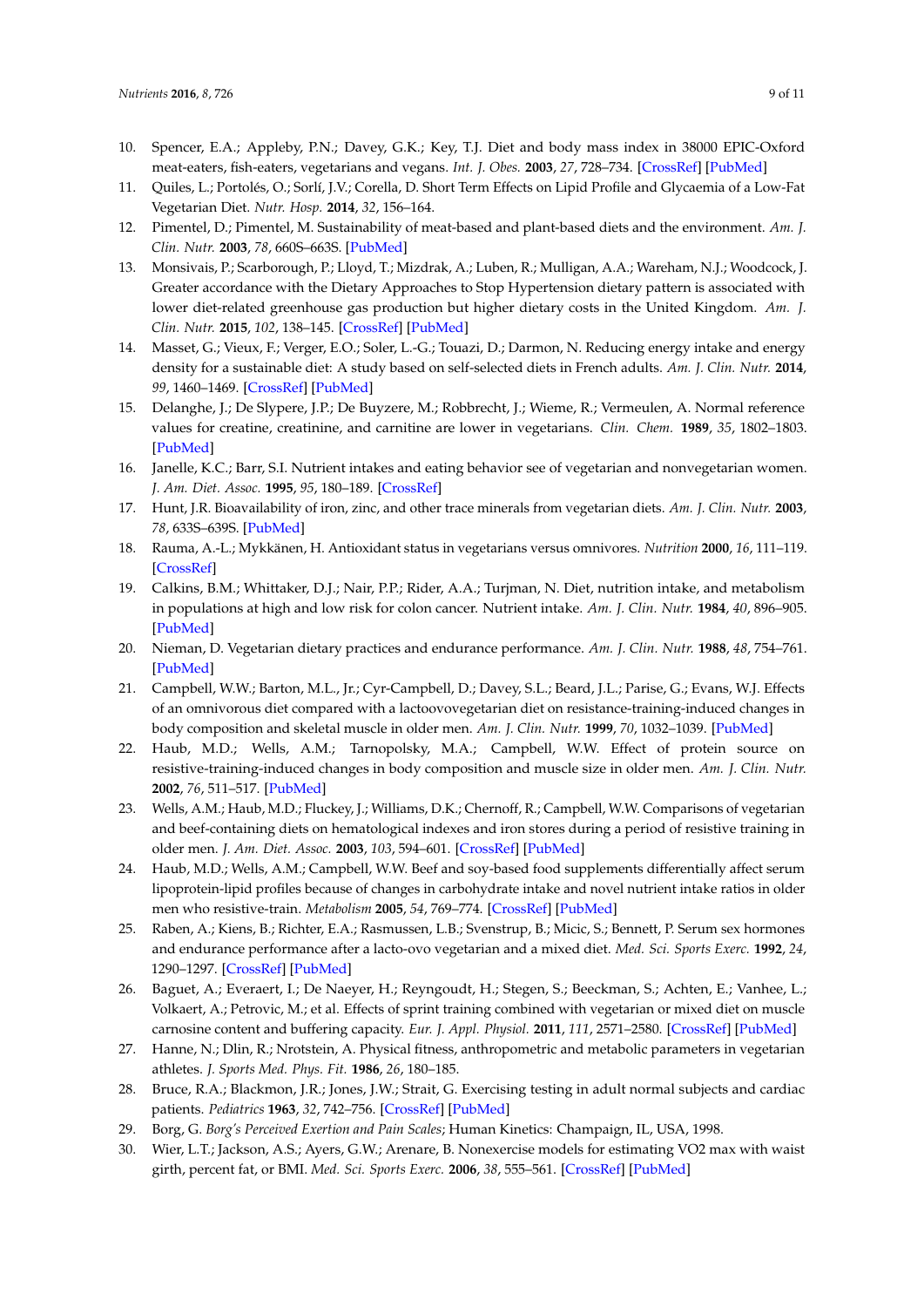10. Spencer, E.A.; Appleby, P.N.; Davey, G.K.; Key, T.J. Diet and body mass index in 38000 EPIC-Oxford meat-eaters, fish-eaters, vegetarians and vegans. *Int. J. Obes.* **2003**, *27*, 728–734. [CrossRef] [PubMed]
11. Quiles, L.; Portolés, O.; Sorlí, J.V.; Corella, D. Short Term Effects on Lipid Profile and Glycaemia of a Low-Fat Vegetarian Diet. *Nutr. Hosp.* **2014**, *32*, 156–164.
12. Pimentel, D.; Pimentel, M. Sustainability of meat-based and plant-based diets and the environment. *Am. J. Clin. Nutr.* **2003**, *78*, 660S–663S. [PubMed]
13. Monsivais, P.; Scarborough, P.; Lloyd, T.; Mizdrak, A.; Luben, R.; Mulligan, A.A.; Wareham, N.J.; Woodcock, J. Greater accordance with the Dietary Approaches to Stop Hypertension dietary pattern is associated with lower diet-related greenhouse gas production but higher dietary costs in the United Kingdom. *Am. J. Clin. Nutr.* **2015**, *102*, 138–145. [CrossRef] [PubMed]
14. Masset, G.; Vieux, F.; Verger, E.O.; Soler, L.-G.; Touazi, D.; Darmon, N. Reducing energy intake and energy density for a sustainable diet: A study based on self-selected diets in French adults. *Am. J. Clin. Nutr.* **2014**, *99*, 1460–1469. [CrossRef] [PubMed]
15. Delanghe, J.; De Slypere, J.P.; De Buyzere, M.; Robbrecht, J.; Wieme, R.; Vermeulen, A. Normal reference values for creatine, creatinine, and carnitine are lower in vegetarians. *Clin. Chem.* **1989**, *35*, 1802–1803. [PubMed]
16. Janelle, K.C.; Barr, S.I. Nutrient intakes and eating behavior see of vegetarian and nonvegetarian women. *J. Am. Diet. Assoc.* **1995**, *95*, 180–189. [CrossRef]
17. Hunt, J.R. Bioavailability of iron, zinc, and other trace minerals from vegetarian diets. *Am. J. Clin. Nutr.* **2003**, *78*, 633S–639S. [PubMed]
18. Rauma, A.-L.; Mykkänen, H. Antioxidant status in vegetarians versus omnivores. *Nutrition* **2000**, *16*, 111–119. [CrossRef]
19. Calkins, B.M.; Whittaker, D.J.; Nair, P.P.; Rider, A.A.; Turjman, N. Diet, nutrition intake, and metabolism in populations at high and low risk for colon cancer. Nutrient intake. *Am. J. Clin. Nutr.* **1984**, *40*, 896–905. [PubMed]
20. Nieman, D. Vegetarian dietary practices and endurance performance. *Am. J. Clin. Nutr.* **1988**, *48*, 754–761. [PubMed]
21. Campbell, W.W.; Barton, M.L., Jr.; Cyr-Campbell, D.; Davey, S.L.; Beard, J.L.; Parise, G.; Evans, W.J. Effects of an omnivorous diet compared with a lactoovovegetarian diet on resistance-training-induced changes in body composition and skeletal muscle in older men. *Am. J. Clin. Nutr.* **1999**, *70*, 1032–1039. [PubMed]
22. Haub, M.D.; Wells, A.M.; Tarnopolsky, M.A.; Campbell, W.W. Effect of protein source on resistive-training-induced changes in body composition and muscle size in older men. *Am. J. Clin. Nutr.* **2002**, *76*, 511–517. [PubMed]
23. Wells, A.M.; Haub, M.D.; Fluckey, J.; Williams, D.K.; Chernoff, R.; Campbell, W.W. Comparisons of vegetarian and beef-containing diets on hematological indexes and iron stores during a period of resistive training in older men. *J. Am. Diet. Assoc.* **2003**, *103*, 594–601. [CrossRef] [PubMed]
24. Haub, M.D.; Wells, A.M.; Campbell, W.W. Beef and soy-based food supplements differentially affect serum lipoprotein-lipid profiles because of changes in carbohydrate intake and novel nutrient intake ratios in older men who resistive-train. *Metabolism* **2005**, *54*, 769–774. [CrossRef] [PubMed]
25. Raben, A.; Kiens, B.; Richter, E.A.; Rasmussen, L.B.; Svenstrup, B.; Micic, S.; Bennett, P. Serum sex hormones and endurance performance after a lacto-ovo vegetarian and a mixed diet. *Med. Sci. Sports Exerc.* **1992**, *24*, 1290–1297. [CrossRef] [PubMed]
26. Baguet, A.; Everaert, I.; De Naeyer, H.; Reyngoudt, H.; Stegen, S.; Beeckman, S.; Achten, E.; Vanhee, L.; Volkaert, A.; Petrovic, M.; et al. Effects of sprint training combined with vegetarian or mixed diet on muscle carnosine content and buffering capacity. *Eur. J. Appl. Physiol.* **2011**, *111*, 2571–2580. [CrossRef] [PubMed]
27. Hanne, N.; Dlin, R.; Nrotstein, A. Physical fitness, anthropometric and metabolic parameters in vegetarian athletes. *J. Sports Med. Phys. Fit.* **1986**, *26*, 180–185.
28. Bruce, R.A.; Blackmon, J.R.; Jones, J.W.; Strait, G. Exercising testing in adult normal subjects and cardiac patients. *Pediatrics* **1963**, *32*, 742–756. [CrossRef] [PubMed]
29. Borg, G. *Borg's Perceived Exertion and Pain Scales*; Human Kinetics: Champaign, IL, USA, 1998.
30. Wier, L.T.; Jackson, A.S.; Ayers, G.W.; Arenare, B. Nonexercise models for estimating VO2 max with waist girth, percent fat, or BMI. *Med. Sci. Sports Exerc.* **2006**, *38*, 555–561. [CrossRef] [PubMed]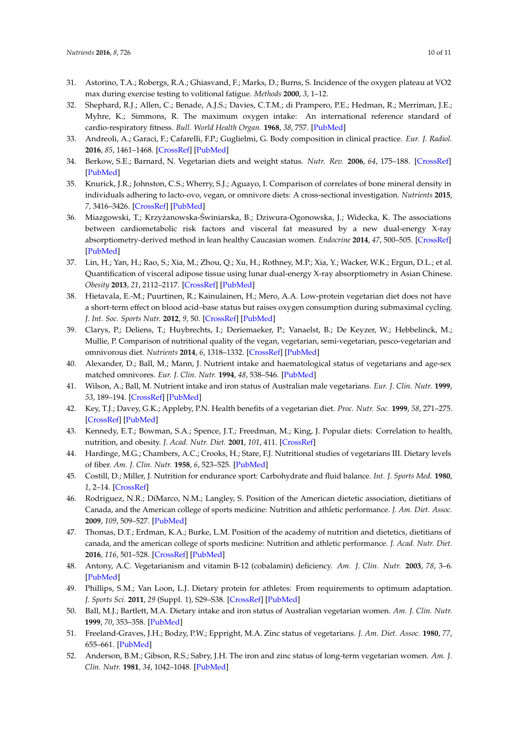31. Astorino, T.A.; Robergs, R.A.; Ghiasvand, F.; Marks, D.; Burns, S. Incidence of the oxygen plateau at VO2 max during exercise testing to volitional fatigue. *Methods* **2000**, *3*, 1–12.
32. Shephard, R.J.; Allen, C.; Benade, A.J.S.; Davies, C.T.M.; di Prampero, P.E.; Hedman, R.; Merriman, J.E.; Myhre, K.; Simmons, R. The maximum oxygen intake: An international reference standard of cardio-respiratory fitness. *Bull. World Health Organ.* **1968**, *38*, 757. [PubMed]
33. Andreoli, A.; Garaci, F.; Cafarelli, F.P.; Guglielmi, G. Body composition in clinical practice. *Eur. J. Radiol.* **2016**, *85*, 1461–1468. [CrossRef] [PubMed]
34. Berkow, S.E.; Barnard, N. Vegetarian diets and weight status. *Nutr. Rev.* **2006**, *64*, 175–188. [CrossRef] [PubMed]
35. Knurick, J.R.; Johnston, C.S.; Wherry, S.J.; Aguayo, I. Comparison of correlates of bone mineral density in individuals adhering to lacto-ovo, vegan, or omnivore diets: A cross-sectional investigation. *Nutrients* **2015**, *7*, 3416–3426. [CrossRef] [PubMed]
36. Miazgowski, T.; Krzyżanowska-Świniarska, B.; Dziwura-Ogonowska, J.; Widecka, K. The associations between cardiometabolic risk factors and visceral fat measured by a new dual-energy X-ray absorptiometry-derived method in lean healthy Caucasian women. *Endocrine* **2014**, *47*, 500–505. [CrossRef] [PubMed]
37. Lin, H.; Yan, H.; Rao, S.; Xia, M.; Zhou, Q.; Xu, H.; Rothney, M.P.; Xia, Y.; Wacker, W.K.; Ergun, D.L.; et al. Quantification of visceral adipose tissue using lunar dual-energy X-ray absorptiometry in Asian Chinese. *Obesity* **2013**, *21*, 2112–2117. [CrossRef] [PubMed]
38. Hietavala, E.-M.; Puurtinen, R.; Kainulainen, H.; Mero, A.A. Low-protein vegetarian diet does not have a short-term effect on blood acid–base status but raises oxygen consumption during submaximal cycling. *J. Int. Soc. Sports Nutr.* **2012**, *9*, 50. [CrossRef] [PubMed]
39. Clarys, P.; Deliens, T.; Huybrechts, I.; Deriemaeker, P.; Vanaelst, B.; De Keyzer, W.; Hebbelinck, M.; Mullie, P. Comparison of nutritional quality of the vegan, vegetarian, semi-vegetarian, pesco-vegetarian and omnivorous diet. *Nutrients* **2014**, *6*, 1318–1332. [CrossRef] [PubMed]
40. Alexander, D.; Ball, M.; Mann, J. Nutrient intake and haematological status of vegetarians and age-sex matched omnivores. *Eur. J. Clin. Nutr.* **1994**, *48*, 538–546. [PubMed]
41. Wilson, A.; Ball, M. Nutrient intake and iron status of Australian male vegetarians. *Eur. J. Clin. Nutr.* **1999**, *53*, 189–194. [CrossRef] [PubMed]
42. Key, T.J.; Davey, G.K.; Appleby, P.N. Health benefits of a vegetarian diet. *Proc. Nutr. Soc.* **1999**, *58*, 271–275. [CrossRef] [PubMed]
43. Kennedy, E.T.; Bowman, S.A.; Spence, J.T.; Freedman, M.; King, J. Popular diets: Correlation to health, nutrition, and obesity. *J. Acad. Nutr. Diet.* **2001**, *101*, 411. [CrossRef]
44. Hardinge, M.G.; Chambers, A.C.; Crooks, H.; Stare, F.J. Nutritional studies of vegetarians III. Dietary levels of fiber. *Am. J. Clin. Nutr.* **1958**, *6*, 523–525. [PubMed]
45. Costill, D.; Miller, J. Nutrition for endurance sport: Carbohydrate and fluid balance. *Int. J. Sports Med.* **1980**, *1*, 2–14. [CrossRef]
46. Rodriguez, N.R.; DiMarco, N.M.; Langley, S. Position of the American dietetic association, dietitians of Canada, and the American college of sports medicine: Nutrition and athletic performance. *J. Am. Diet. Assoc.* **2009**, *109*, 509–527. [PubMed]
47. Thomas, D.T.; Erdman, K.A.; Burke, L.M. Position of the academy of nutrition and dietetics, dietitians of canada, and the american college of sports medicine: Nutrition and athletic performance. *J. Acad. Nutr. Diet.* **2016**, *116*, 501–528. [CrossRef] [PubMed]
48. Antony, A.C. Vegetarianism and vitamin B-12 (cobalamin) deficiency. *Am. J. Clin. Nutr.* **2003**, *78*, 3–6. [PubMed]
49. Phillips, S.M.; Van Loon, L.J. Dietary protein for athletes: From requirements to optimum adaptation. *J. Sports Sci.* **2011**, *29* (Suppl. 1), S29–S38. [CrossRef] [PubMed]
50. Ball, M.J.; Bartlett, M.A. Dietary intake and iron status of Australian vegetarian women. *Am. J. Clin. Nutr.* **1999**, *70*, 353–358. [PubMed]
51. Freeland-Graves, J.H.; Bodzy, P.W.; Eppright, M.A. Zinc status of vegetarians. *J. Am. Diet. Assoc.* **1980**, *77*, 655–661. [PubMed]
52. Anderson, B.M.; Gibson, R.S.; Sabry, J.H. The iron and zinc status of long-term vegetarian women. *Am. J. Clin. Nutr.* **1981**, *34*, 1042–1048. [PubMed]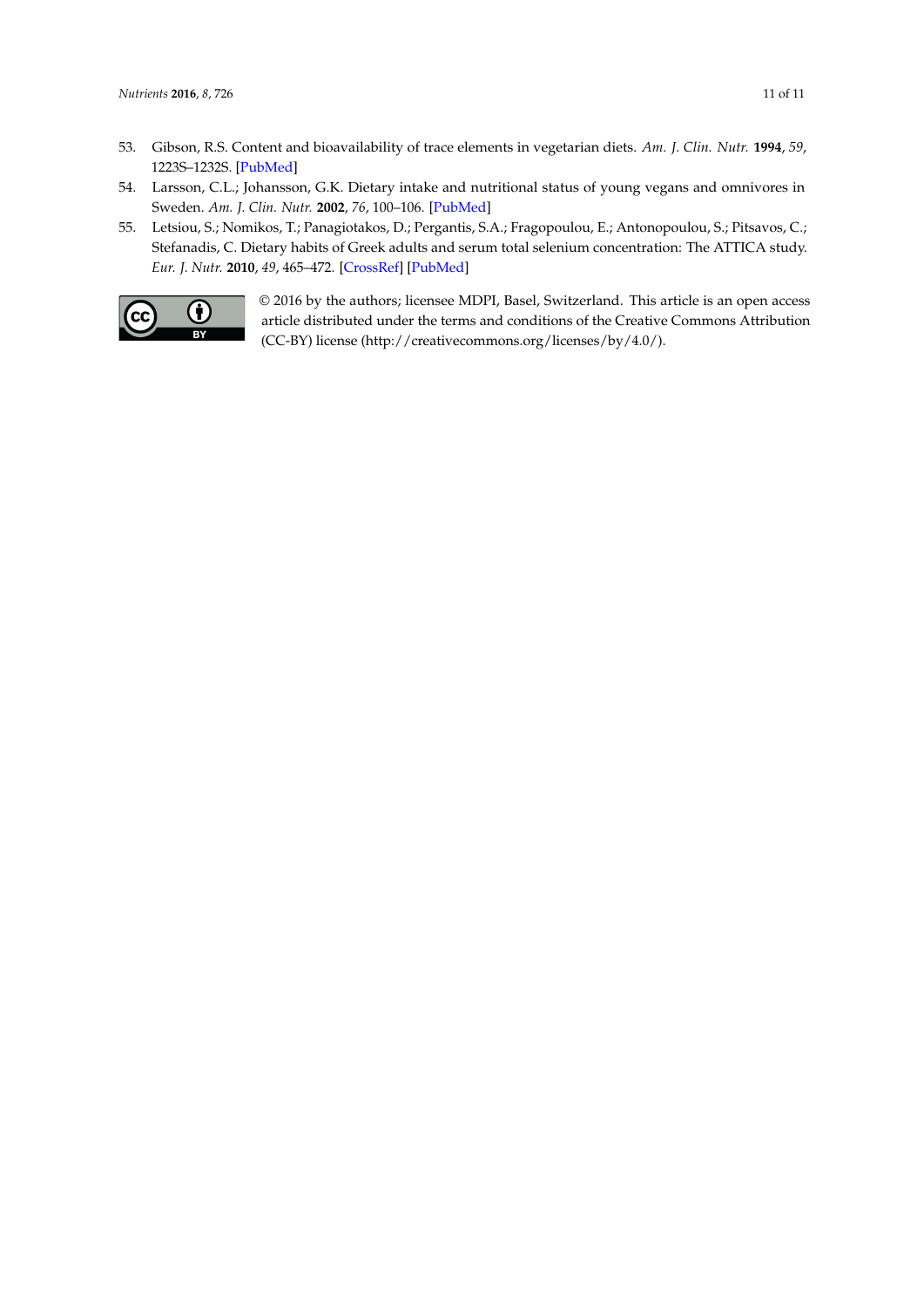53. Gibson, R.S. Content and bioavailability of trace elements in vegetarian diets. *Am. J. Clin. Nutr.* **1994**, *59*, 1223S–1232S. [PubMed]
54. Larsson, C.L.; Johansson, G.K. Dietary intake and nutritional status of young vegans and omnivores in Sweden. *Am. J. Clin. Nutr.* **2002**, *76*, 100–106. [PubMed]
55. Letsiou, S.; Nomikos, T.; Panagiotakos, D.; Pergantis, S.A.; Fragopoulou, E.; Antonopoulou, S.; Pitsavos, C.; Stefanadis, C. Dietary habits of Greek adults and serum total selenium concentration: The ATTICA study. *Eur. J. Nutr.* **2010**, *49*, 465–472. [CrossRef] [PubMed]

© 2016 by the authors; licensee MDPI, Basel, Switzerland. This article is an open access article distributed under the terms and conditions of the Creative Commons Attribution (CC-BY) license (http://creativecommons.org/licenses/by/4.0/).